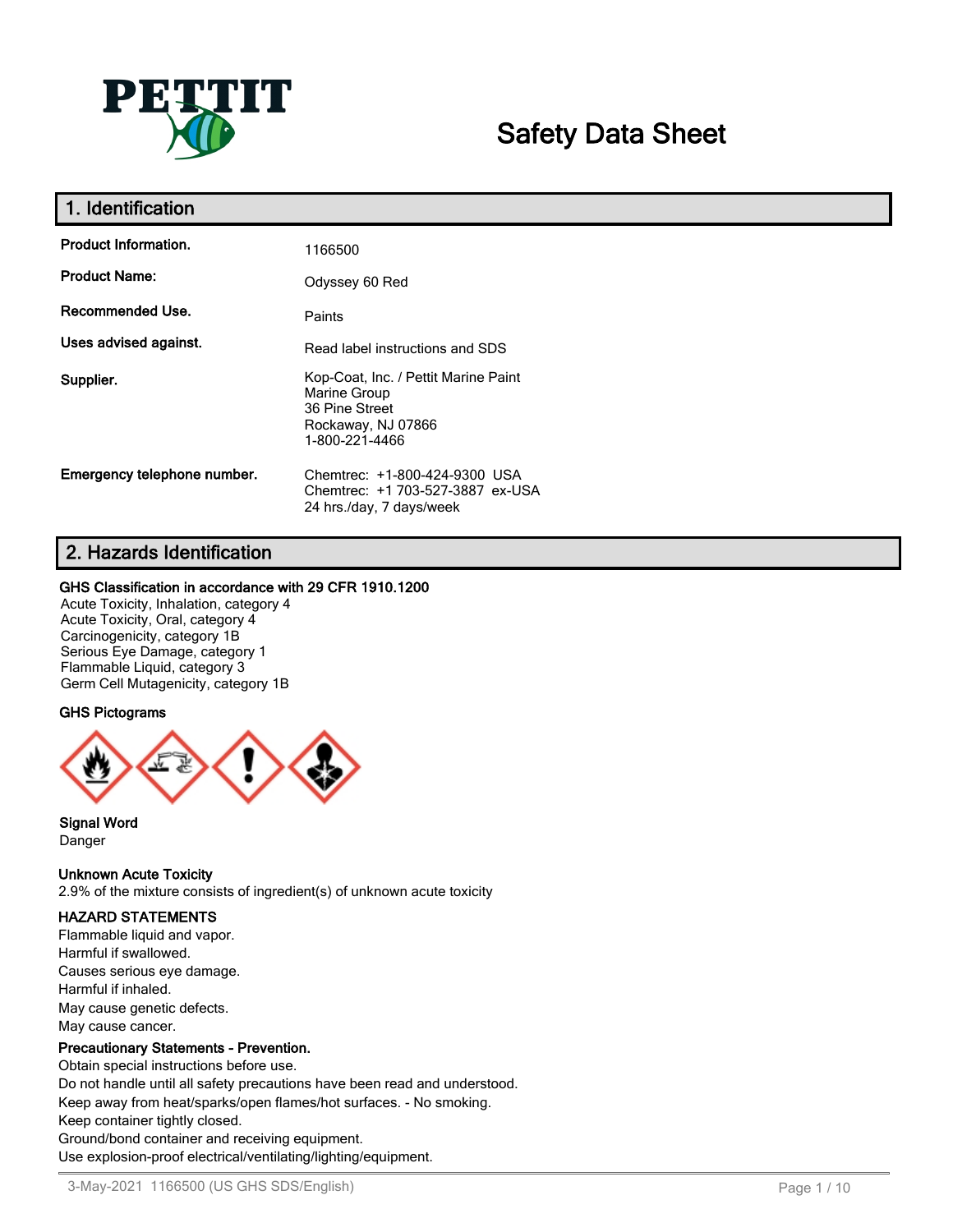# Safety Data Sheet

## 1. Identification

| | |
|---|---|
| **Product Information.** | 1166500 |
| **Product Name:** | Odyssey 60 Red |
| **Recommended Use.** | Paints |
| **Uses advised against.** | Read label instructions and SDS |
| **Supplier.** | Kop-Coat, Inc. / Pettit Marine Paint<br>Marine Group<br>36 Pine Street<br>Rockaway, NJ 07866<br>1-800-221-4466 |
| **Emergency telephone number.** | Chemtrec: +1-800-424-9300 USA<br>Chemtrec: +1 703-527-3887 ex-USA<br>24 hrs./day, 7 days/week |

## 2. Hazards Identification

**GHS Classification in accordance with 29 CFR 1910.1200**

Acute Toxicity, Inhalation, category 4
Acute Toxicity, Oral, category 4
Carcinogenicity, category 1B
Serious Eye Damage, category 1
Flammable Liquid, category 3
Germ Cell Mutagenicity, category 1B

**GHS Pictograms**

**Signal Word**
Danger

**Unknown Acute Toxicity**
2.9% of the mixture consists of ingredient(s) of unknown acute toxicity

**HAZARD STATEMENTS**
Flammable liquid and vapor.
Harmful if swallowed.
Causes serious eye damage.
Harmful if inhaled.
May cause genetic defects.
May cause cancer.

**Precautionary Statements - Prevention.**
Obtain special instructions before use.
Do not handle until all safety precautions have been read and understood.
Keep away from heat/sparks/open flames/hot surfaces. - No smoking.
Keep container tightly closed.
Ground/bond container and receiving equipment.
Use explosion-proof electrical/ventilating/lighting/equipment.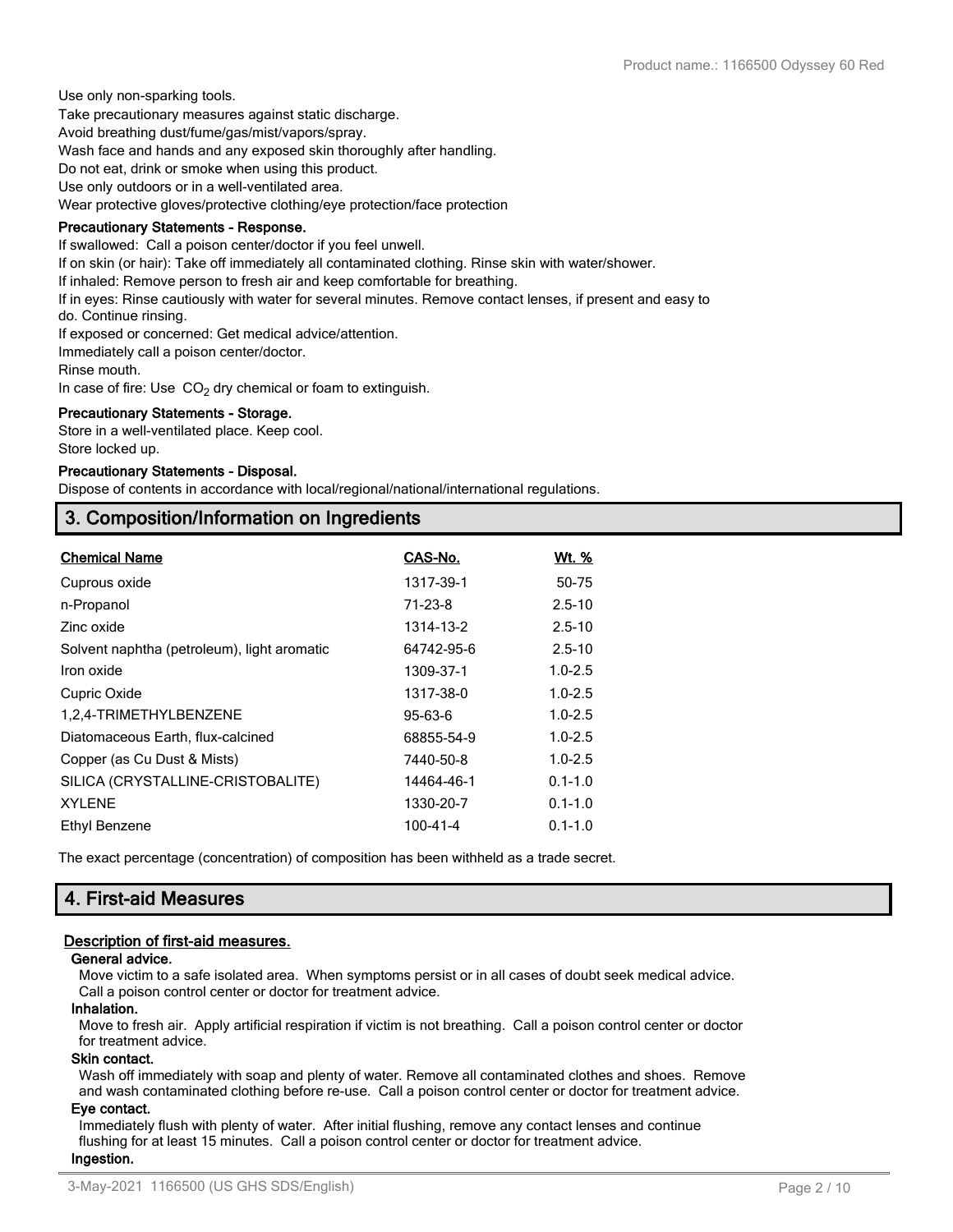Use only non-sparking tools.
Take precautionary measures against static discharge.
Avoid breathing dust/fume/gas/mist/vapors/spray.
Wash face and hands and any exposed skin thoroughly after handling.
Do not eat, drink or smoke when using this product.
Use only outdoors or in a well-ventilated area.
Wear protective gloves/protective clothing/eye protection/face protection

**Precautionary Statements - Response.**

If swallowed: Call a poison center/doctor if you feel unwell.
If on skin (or hair): Take off immediately all contaminated clothing. Rinse skin with water/shower.
If inhaled: Remove person to fresh air and keep comfortable for breathing.
If in eyes: Rinse cautiously with water for several minutes. Remove contact lenses, if present and easy to do. Continue rinsing.
If exposed or concerned: Get medical advice/attention.
Immediately call a poison center/doctor.
Rinse mouth.
In case of fire: Use $CO_2$ dry chemical or foam to extinguish.

**Precautionary Statements - Storage.**

Store in a well-ventilated place. Keep cool.
Store locked up.

**Precautionary Statements - Disposal.**

Dispose of contents in accordance with local/regional/national/international regulations.

## 3. Composition/Information on Ingredients

| Chemical Name | CAS-No. | Wt. % |
|---|---|---|
| Cuprous oxide | 1317-39-1 | 50-75 |
| n-Propanol | 71-23-8 | 2.5-10 |
| Zinc oxide | 1314-13-2 | 2.5-10 |
| Solvent naphtha (petroleum), light aromatic | 64742-95-6 | 2.5-10 |
| Iron oxide | 1309-37-1 | 1.0-2.5 |
| Cupric Oxide | 1317-38-0 | 1.0-2.5 |
| 1,2,4-TRIMETHYLBENZENE | 95-63-6 | 1.0-2.5 |
| Diatomaceous Earth, flux-calcined | 68855-54-9 | 1.0-2.5 |
| Copper (as Cu Dust & Mists) | 7440-50-8 | 1.0-2.5 |
| SILICA (CRYSTALLINE-CRISTOBALITE) | 14464-46-1 | 0.1-1.0 |
| XYLENE | 1330-20-7 | 0.1-1.0 |
| Ethyl Benzene | 100-41-4 | 0.1-1.0 |

The exact percentage (concentration) of composition has been withheld as a trade secret.

## 4. First-aid Measures

### Description of first-aid measures.

**General advice.**

Move victim to a safe isolated area. When symptoms persist or in all cases of doubt seek medical advice. Call a poison control center or doctor for treatment advice.

**Inhalation.**

Move to fresh air. Apply artificial respiration if victim is not breathing. Call a poison control center or doctor for treatment advice.

**Skin contact.**

Wash off immediately with soap and plenty of water. Remove all contaminated clothes and shoes. Remove and wash contaminated clothing before re-use. Call a poison control center or doctor for treatment advice.

**Eye contact.**

Immediately flush with plenty of water. After initial flushing, remove any contact lenses and continue flushing for at least 15 minutes. Call a poison control center or doctor for treatment advice.

**Ingestion.**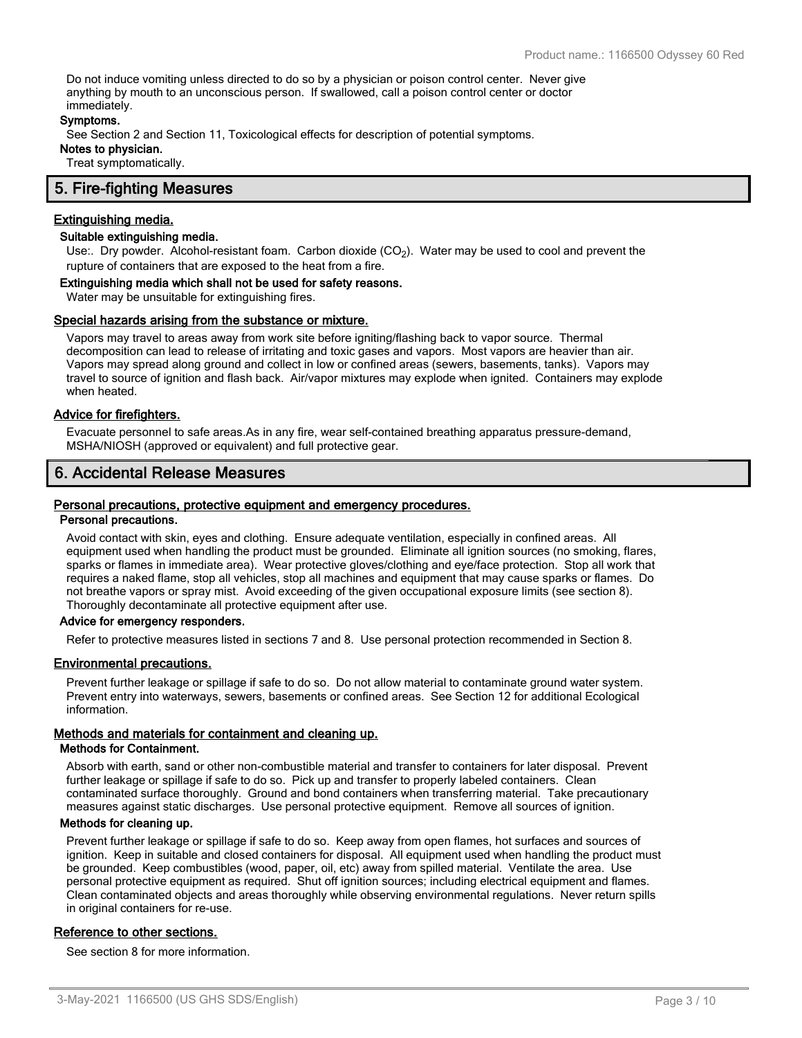Do not induce vomiting unless directed to do so by a physician or poison control center. Never give anything by mouth to an unconscious person. If swallowed, call a poison control center or doctor immediately.

**Symptoms.**

See Section 2 and Section 11, Toxicological effects for description of potential symptoms.

**Notes to physician.**

Treat symptomatically.

## 5. Fire-fighting Measures

### Extinguishing media.

**Suitable extinguishing media.**

Use:. Dry powder. Alcohol-resistant foam. Carbon dioxide ($CO_2$). Water may be used to cool and prevent the rupture of containers that are exposed to the heat from a fire.

**Extinguishing media which shall not be used for safety reasons.**

Water may be unsuitable for extinguishing fires.

### Special hazards arising from the substance or mixture.

Vapors may travel to areas away from work site before igniting/flashing back to vapor source. Thermal decomposition can lead to release of irritating and toxic gases and vapors. Most vapors are heavier than air. Vapors may spread along ground and collect in low or confined areas (sewers, basements, tanks). Vapors may travel to source of ignition and flash back. Air/vapor mixtures may explode when ignited. Containers may explode when heated.

### Advice for firefighters.

Evacuate personnel to safe areas.As in any fire, wear self-contained breathing apparatus pressure-demand, MSHA/NIOSH (approved or equivalent) and full protective gear.

## 6. Accidental Release Measures

### Personal precautions, protective equipment and emergency procedures.

**Personal precautions.**

Avoid contact with skin, eyes and clothing. Ensure adequate ventilation, especially in confined areas. All equipment used when handling the product must be grounded. Eliminate all ignition sources (no smoking, flares, sparks or flames in immediate area). Wear protective gloves/clothing and eye/face protection. Stop all work that requires a naked flame, stop all vehicles, stop all machines and equipment that may cause sparks or flames. Do not breathe vapors or spray mist. Avoid exceeding of the given occupational exposure limits (see section 8). Thoroughly decontaminate all protective equipment after use.

**Advice for emergency responders.**

Refer to protective measures listed in sections 7 and 8. Use personal protection recommended in Section 8.

### Environmental precautions.

Prevent further leakage or spillage if safe to do so. Do not allow material to contaminate ground water system. Prevent entry into waterways, sewers, basements or confined areas. See Section 12 for additional Ecological information.

### Methods and materials for containment and cleaning up.

**Methods for Containment.**

Absorb with earth, sand or other non-combustible material and transfer to containers for later disposal. Prevent further leakage or spillage if safe to do so. Pick up and transfer to properly labeled containers. Clean contaminated surface thoroughly. Ground and bond containers when transferring material. Take precautionary measures against static discharges. Use personal protective equipment. Remove all sources of ignition.

**Methods for cleaning up.**

Prevent further leakage or spillage if safe to do so. Keep away from open flames, hot surfaces and sources of ignition. Keep in suitable and closed containers for disposal. All equipment used when handling the product must be grounded. Keep combustibles (wood, paper, oil, etc) away from spilled material. Ventilate the area. Use personal protective equipment as required. Shut off ignition sources; including electrical equipment and flames. Clean contaminated objects and areas thoroughly while observing environmental regulations. Never return spills in original containers for re-use.

### Reference to other sections.

See section 8 for more information.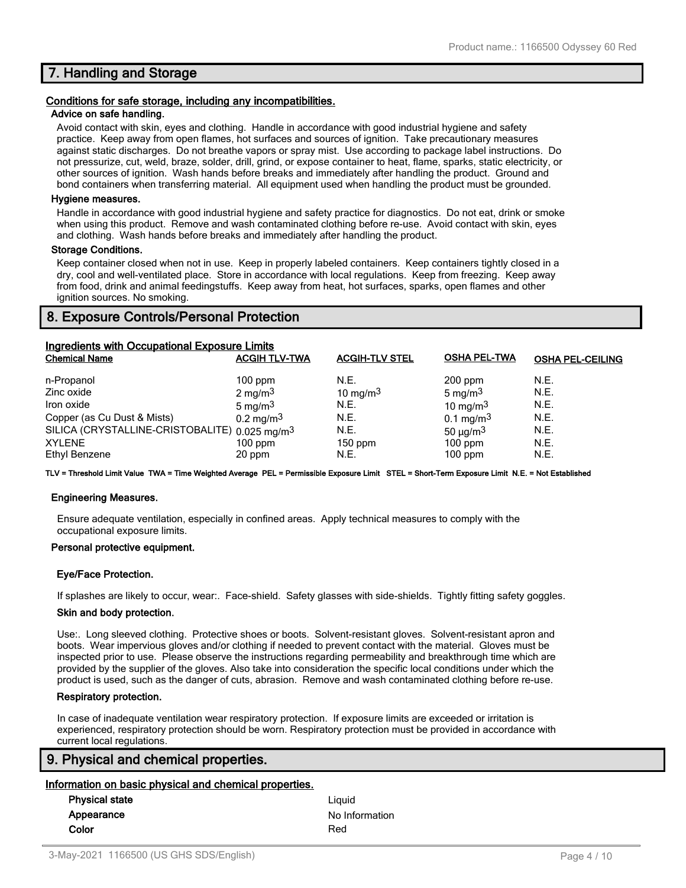## 7. Handling and Storage

**Conditions for safe storage, including any incompatibilities.**

**Advice on safe handling.**

Avoid contact with skin, eyes and clothing. Handle in accordance with good industrial hygiene and safety practice. Keep away from open flames, hot surfaces and sources of ignition. Take precautionary measures against static discharges. Do not breathe vapors or spray mist. Use according to package label instructions. Do not pressurize, cut, weld, braze, solder, drill, grind, or expose container to heat, flame, sparks, static electricity, or other sources of ignition. Wash hands before breaks and immediately after handling the product. Ground and bond containers when transferring material. All equipment used when handling the product must be grounded.

**Hygiene measures.**

Handle in accordance with good industrial hygiene and safety practice for diagnostics. Do not eat, drink or smoke when using this product. Remove and wash contaminated clothing before re-use. Avoid contact with skin, eyes and clothing. Wash hands before breaks and immediately after handling the product.

**Storage Conditions.**

Keep container closed when not in use. Keep in properly labeled containers. Keep containers tightly closed in a dry, cool and well-ventilated place. Store in accordance with local regulations. Keep from freezing. Keep away from food, drink and animal feedingstuffs. Keep away from heat, hot surfaces, sparks, open flames and other ignition sources. No smoking.

## 8. Exposure Controls/Personal Protection

**Ingredients with Occupational Exposure Limits**

| Chemical Name | ACGIH TLV-TWA | ACGIH-TLV STEL | OSHA PEL-TWA | OSHA PEL-CEILING |
|---|---|---|---|---|
| n-Propanol | 100 ppm | N.E. | 200 ppm | N.E. |
| Zinc oxide | 2 mg/m$^3$ | 10 mg/m$^3$ | 5 mg/m$^3$ | N.E. |
| Iron oxide | 5 mg/m$^3$ | N.E. | 10 mg/m$^3$ | N.E. |
| Copper (as Cu Dust & Mists) | 0.2 mg/m$^3$ | N.E. | 0.1 mg/m$^3$ | N.E. |
| SILICA (CRYSTALLINE-CRISTOBALITE) | 0.025 mg/m$^3$ | N.E. | 50 µg/m$^3$ | N.E. |
| XYLENE | 100 ppm | 150 ppm | 100 ppm | N.E. |
| Ethyl Benzene | 20 ppm | N.E. | 100 ppm | N.E. |

**TLV = Threshold Limit Value TWA = Time Weighted Average PEL = Permissible Exposure Limit STEL = Short-Term Exposure Limit N.E. = Not Established**

**Engineering Measures.**

Ensure adequate ventilation, especially in confined areas. Apply technical measures to comply with the occupational exposure limits.

**Personal protective equipment.**

**Eye/Face Protection.**

If splashes are likely to occur, wear:. Face-shield. Safety glasses with side-shields. Tightly fitting safety goggles.

**Skin and body protection.**

Use:. Long sleeved clothing. Protective shoes or boots. Solvent-resistant gloves. Solvent-resistant apron and boots. Wear impervious gloves and/or clothing if needed to prevent contact with the material. Gloves must be inspected prior to use. Please observe the instructions regarding permeability and breakthrough time which are provided by the supplier of the gloves. Also take into consideration the specific local conditions under which the product is used, such as the danger of cuts, abrasion. Remove and wash contaminated clothing before re-use.

**Respiratory protection.**

In case of inadequate ventilation wear respiratory protection. If exposure limits are exceeded or irritation is experienced, respiratory protection should be worn. Respiratory protection must be provided in accordance with current local regulations.

## 9. Physical and chemical properties.

**Information on basic physical and chemical properties.**

| | |
|---|---|
| **Physical state** | Liquid |
| **Appearance** | No Information |
| **Color** | Red |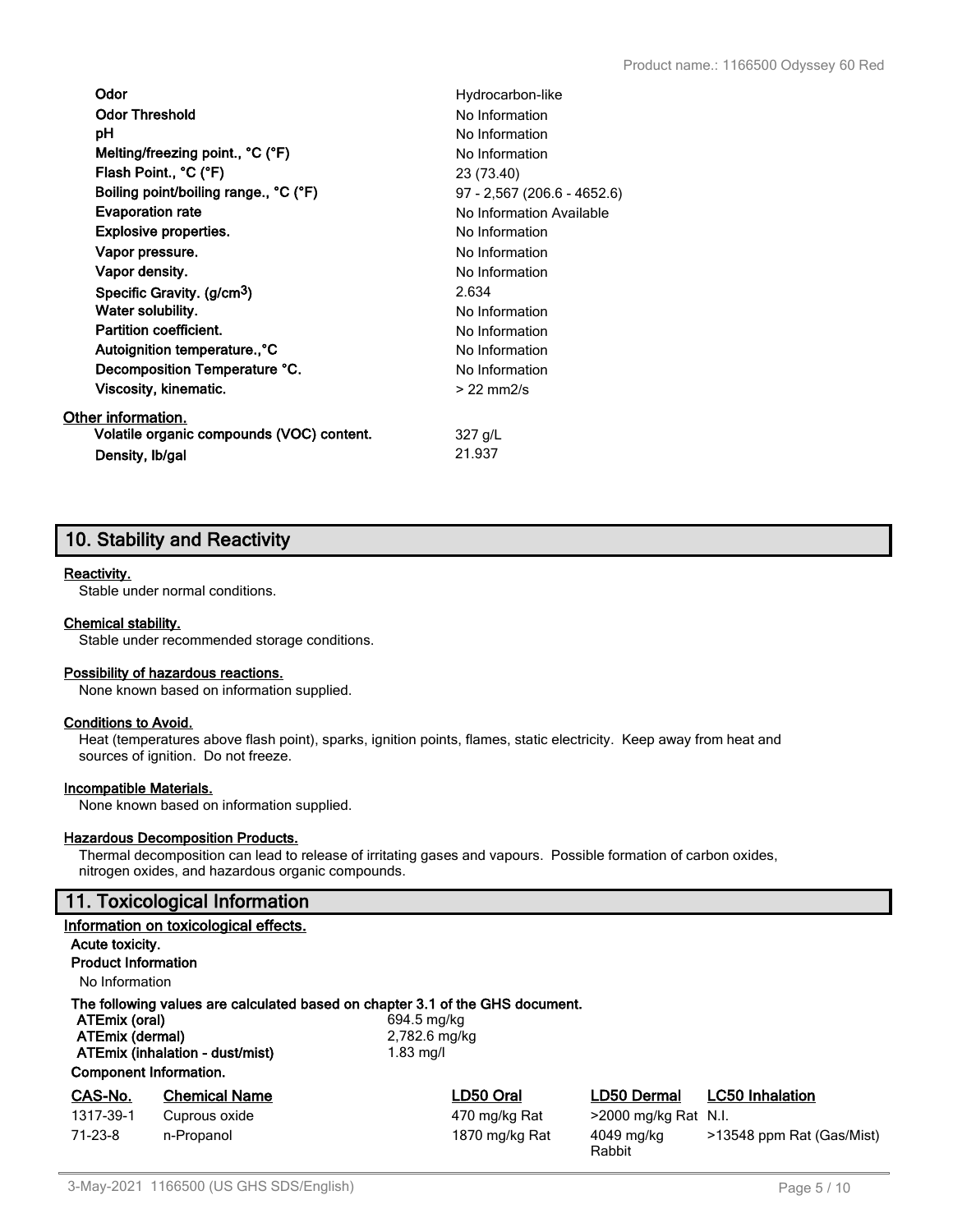| | |
|---|---|
| **Odor** | Hydrocarbon-like |
| **Odor Threshold** | No Information |
| **pH** | No Information |
| **Melting/freezing point., °C (°F)** | No Information |
| **Flash Point., °C (°F)** | 23 (73.40) |
| **Boiling point/boiling range., °C (°F)** | 97 - 2,567 (206.6 - 4652.6) |
| **Evaporation rate** | No Information Available |
| **Explosive properties.** | No Information |
| **Vapor pressure.** | No Information |
| **Vapor density.** | No Information |
| **Specific Gravity. ($g/cm^3$)** | 2.634 |
| **Water solubility.** | No Information |
| **Partition coefficient.** | No Information |
| **Autoignition temperature.,°C** | No Information |
| **Decomposition Temperature °C.** | No Information |
| **Viscosity, kinematic.** | > 22 mm2/s |

**Other information.**

| | |
|---|---|
| **Volatile organic compounds (VOC) content.** | 327 g/L |
| **Density, lb/gal** | 21.937 |

## 10. Stability and Reactivity

**Reactivity.**
Stable under normal conditions.

**Chemical stability.**
Stable under recommended storage conditions.

**Possibility of hazardous reactions.**
None known based on information supplied.

**Conditions to Avoid.**
Heat (temperatures above flash point), sparks, ignition points, flames, static electricity. Keep away from heat and sources of ignition. Do not freeze.

**Incompatible Materials.**
None known based on information supplied.

**Hazardous Decomposition Products.**
Thermal decomposition can lead to release of irritating gases and vapours. Possible formation of carbon oxides, nitrogen oxides, and hazardous organic compounds.

## 11. Toxicological Information

**Information on toxicological effects.**

**Acute toxicity.**

**Product Information**

No Information

**The following values are calculated based on chapter 3.1 of the GHS document.**

| | |
|---|---|
| **ATEmix (oral)** | 694.5 mg/kg |
| **ATEmix (dermal)** | 2,782.6 mg/kg |
| **ATEmix (inhalation - dust/mist)** | 1.83 mg/l |

**Component Information.**

| CAS-No. | Chemical Name | LD50 Oral | LD50 Dermal | LC50 Inhalation |
|---|---|---|---|---|
| 1317-39-1 | Cuprous oxide | 470 mg/kg Rat | >2000 mg/kg Rat | N.I. |
| 71-23-8 | n-Propanol | 1870 mg/kg Rat | 4049 mg/kg Rabbit | >13548 ppm Rat (Gas/Mist) |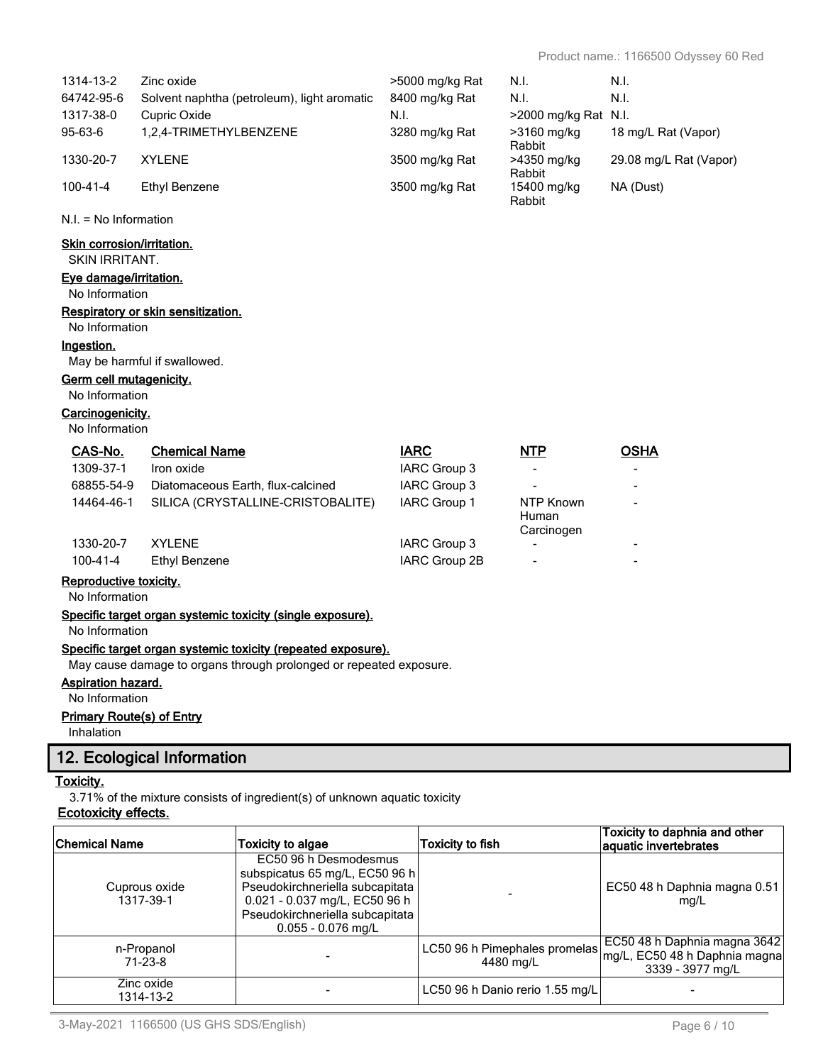| | | | | |
|---|---|---|---|---|
| 1314-13-2 | Zinc oxide | >5000 mg/kg Rat | N.I. | N.I. |
| 64742-95-6 | Solvent naphtha (petroleum), light aromatic | 8400 mg/kg Rat | N.I. | N.I. |
| 1317-38-0 | Cupric Oxide | N.I. | >2000 mg/kg Rat | N.I. |
| 95-63-6 | 1,2,4-TRIMETHYLBENZENE | 3280 mg/kg Rat | >3160 mg/kg Rabbit | 18 mg/L Rat (Vapor) |
| 1330-20-7 | XYLENE | 3500 mg/kg Rat | >4350 mg/kg Rabbit | 29.08 mg/L Rat (Vapor) |
| 100-41-4 | Ethyl Benzene | 3500 mg/kg Rat | 15400 mg/kg Rabbit | NA (Dust) |

N.I. = No Information

**Skin corrosion/irritation.**

SKIN IRRITANT.

**Eye damage/irritation.**

No Information

**Respiratory or skin sensitization.**

No Information

**Ingestion.**

May be harmful if swallowed.

**Germ cell mutagenicity.**

No Information

**Carcinogenicity.**

No Information

| CAS-No. | Chemical Name | IARC | NTP | OSHA |
|---|---|---|---|---|
| 1309-37-1 | Iron oxide | IARC Group 3 | - | - |
| 68855-54-9 | Diatomaceous Earth, flux-calcined | IARC Group 3 | - | - |
| 14464-46-1 | SILICA (CRYSTALLINE-CRISTOBALITE) | IARC Group 1 | NTP Known Human Carcinogen | - |
| 1330-20-7 | XYLENE | IARC Group 3 | - | - |
| 100-41-4 | Ethyl Benzene | IARC Group 2B | - | - |

**Reproductive toxicity.**

No Information

**Specific target organ systemic toxicity (single exposure).**

No Information

**Specific target organ systemic toxicity (repeated exposure).**

May cause damage to organs through prolonged or repeated exposure.

**Aspiration hazard.**

No Information

**Primary Route(s) of Entry**

Inhalation

## 12. Ecological Information

**Toxicity.**

3.71% of the mixture consists of ingredient(s) of unknown aquatic toxicity

**Ecotoxicity effects.**

| Chemical Name | Toxicity to algae | Toxicity to fish | Toxicity to daphnia and other aquatic invertebrates |
|---|---|---|---|
| Cuprous oxide 1317-39-1 | EC50 96 h Desmodesmus subspicatus 65 mg/L, EC50 96 h Pseudokirchneriella subcapitata 0.021 - 0.037 mg/L, EC50 96 h Pseudokirchneriella subcapitata 0.055 - 0.076 mg/L | - | EC50 48 h Daphnia magna 0.51 mg/L |
| n-Propanol 71-23-8 | - | LC50 96 h Pimephales promelas 4480 mg/L | EC50 48 h Daphnia magna 3642 mg/L, EC50 48 h Daphnia magna 3339 - 3977 mg/L |
| Zinc oxide 1314-13-2 | - | LC50 96 h Danio rerio 1.55 mg/L | - |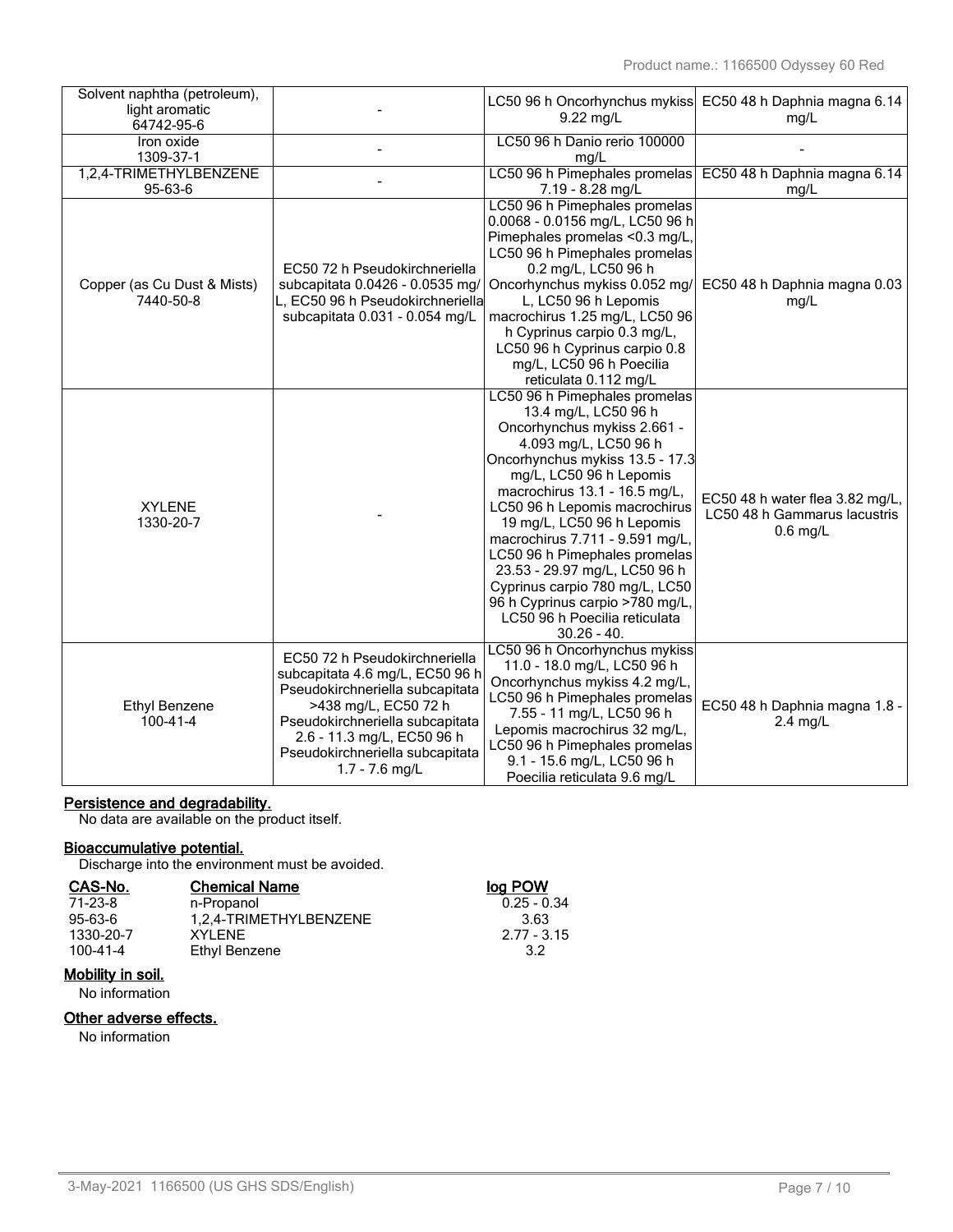| Solvent naphtha (petroleum), light aromatic 64742-95-6 | - | LC50 96 h Oncorhynchus mykiss 9.22 mg/L | EC50 48 h Daphnia magna 6.14 mg/L |
|---|---|---|---|
| Iron oxide 1309-37-1 | - | LC50 96 h Danio rerio 100000 mg/L | - |
| 1,2,4-TRIMETHYLBENZENE 95-63-6 | - | LC50 96 h Pimephales promelas 7.19 - 8.28 mg/L | EC50 48 h Daphnia magna 6.14 mg/L |
| Copper (as Cu Dust & Mists) 7440-50-8 | EC50 72 h Pseudokirchneriella subcapitata 0.0426 - 0.0535 mg/L, EC50 96 h Pseudokirchneriella subcapitata 0.031 - 0.054 mg/L | LC50 96 h Pimephales promelas 0.0068 - 0.0156 mg/L, LC50 96 h Pimephales promelas <0.3 mg/L, LC50 96 h Pimephales promelas 0.2 mg/L, LC50 96 h Oncorhynchus mykiss 0.052 mg/L, LC50 96 h Lepomis macrochirus 1.25 mg/L, LC50 96 h Cyprinus carpio 0.3 mg/L, LC50 96 h Cyprinus carpio 0.8 mg/L, LC50 96 h Poecilia reticulata 0.112 mg/L | EC50 48 h Daphnia magna 0.03 mg/L |
| XYLENE 1330-20-7 | - | LC50 96 h Pimephales promelas 13.4 mg/L, LC50 96 h Oncorhynchus mykiss 2.661 - 4.093 mg/L, LC50 96 h Oncorhynchus mykiss 13.5 - 17.3 mg/L, LC50 96 h Lepomis macrochirus 13.1 - 16.5 mg/L, LC50 96 h Lepomis macrochirus 19 mg/L, LC50 96 h Lepomis macrochirus 7.711 - 9.591 mg/L, LC50 96 h Pimephales promelas 23.53 - 29.97 mg/L, LC50 96 h Cyprinus carpio 780 mg/L, LC50 96 h Cyprinus carpio >780 mg/L, LC50 96 h Poecilia reticulata 30.26 - 40. | EC50 48 h water flea 3.82 mg/L, LC50 48 h Gammarus lacustris 0.6 mg/L |
| Ethyl Benzene 100-41-4 | EC50 72 h Pseudokirchneriella subcapitata 4.6 mg/L, EC50 96 h Pseudokirchneriella subcapitata >438 mg/L, EC50 72 h Pseudokirchneriella subcapitata 2.6 - 11.3 mg/L, EC50 96 h Pseudokirchneriella subcapitata 1.7 - 7.6 mg/L | LC50 96 h Oncorhynchus mykiss 11.0 - 18.0 mg/L, LC50 96 h Oncorhynchus mykiss 4.2 mg/L, LC50 96 h Pimephales promelas 7.55 - 11 mg/L, LC50 96 h Lepomis macrochirus 32 mg/L, LC50 96 h Pimephales promelas 9.1 - 15.6 mg/L, LC50 96 h Poecilia reticulata 9.6 mg/L | EC50 48 h Daphnia magna 1.8 - 2.4 mg/L |

**Persistence and degradability.**

No data are available on the product itself.

**Bioaccumulative potential.**

Discharge into the environment must be avoided.

| CAS-No. | Chemical Name | log POW |
|---|---|---|
| 71-23-8 | n-Propanol | 0.25 - 0.34 |
| 95-63-6 | 1,2,4-TRIMETHYLBENZENE | 3.63 |
| 1330-20-7 | XYLENE | 2.77 - 3.15 |
| 100-41-4 | Ethyl Benzene | 3.2 |

**Mobility in soil.**

No information

**Other adverse effects.**

No information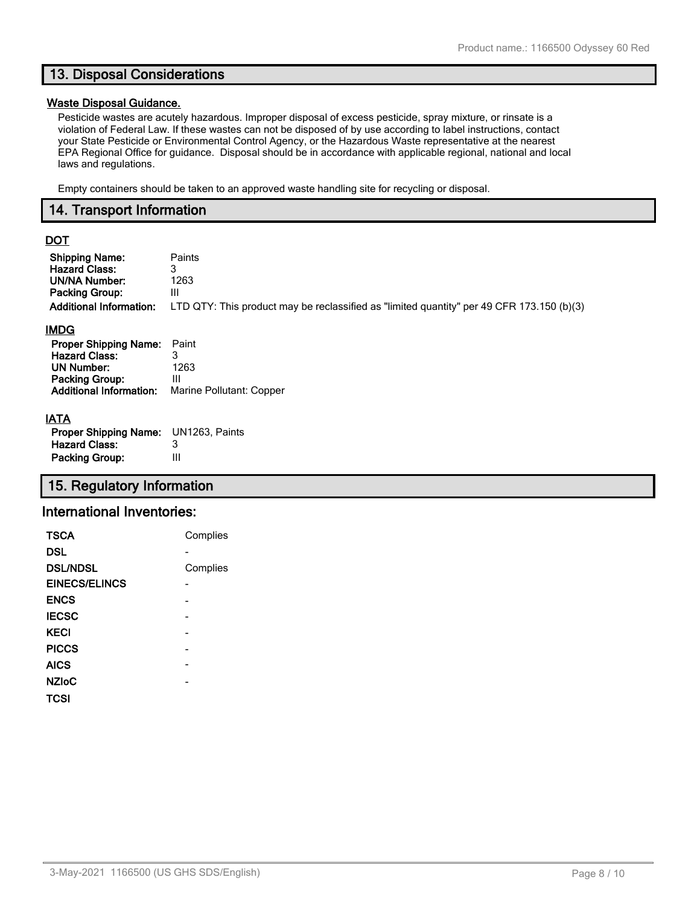## 13. Disposal Considerations

**Waste Disposal Guidance.**

Pesticide wastes are acutely hazardous. Improper disposal of excess pesticide, spray mixture, or rinsate is a violation of Federal Law. If these wastes can not be disposed of by use according to label instructions, contact your State Pesticide or Environmental Control Agency, or the Hazardous Waste representative at the nearest EPA Regional Office for guidance. Disposal should be in accordance with applicable regional, national and local laws and regulations.

Empty containers should be taken to an approved waste handling site for recycling or disposal.

## 14. Transport Information

**DOT**

| | |
|---|---|
| **Shipping Name:** | Paints |
| **Hazard Class:** | 3 |
| **UN/NA Number:** | 1263 |
| **Packing Group:** | III |
| **Additional Information:** | LTD QTY: This product may be reclassified as "limited quantity" per 49 CFR 173.150 (b)(3) |

**IMDG**

| | |
|---|---|
| **Proper Shipping Name:** | Paint |
| **Hazard Class:** | 3 |
| **UN Number:** | 1263 |
| **Packing Group:** | III |
| **Additional Information:** | Marine Pollutant: Copper |

**IATA**

| | |
|---|---|
| **Proper Shipping Name:** | UN1263, Paints |
| **Hazard Class:** | 3 |
| **Packing Group:** | III |

## 15. Regulatory Information

### International Inventories:

| | |
|---|---|
| **TSCA** | Complies |
| **DSL** | - |
| **DSL/NDSL** | Complies |
| **EINECS/ELINCS** | - |
| **ENCS** | - |
| **IECSC** | - |
| **KECI** | - |
| **PICCS** | - |
| **AICS** | - |
| **NZIoC** | - |
| **TCSI** | |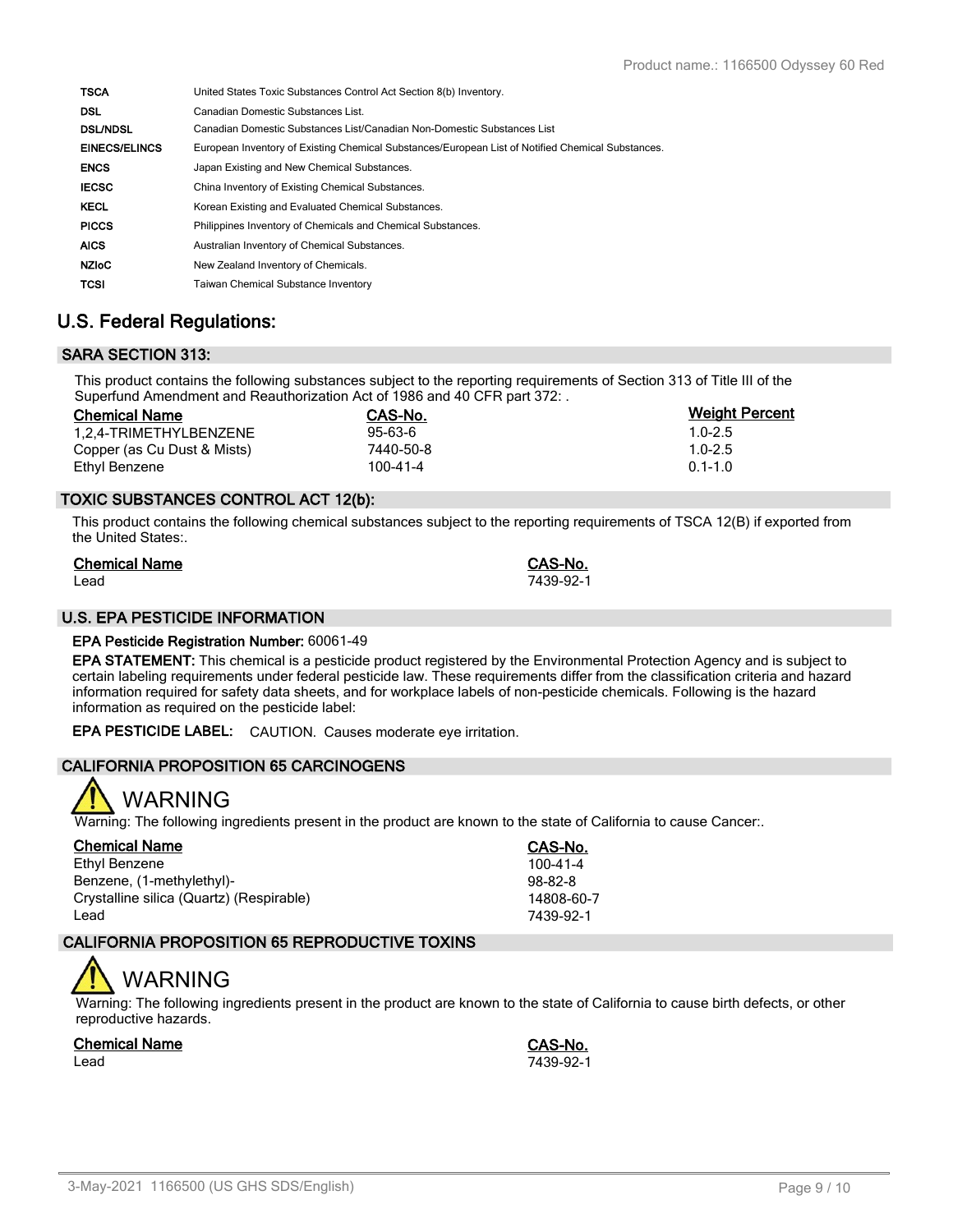| | |
|---|---|
| **TSCA** | United States Toxic Substances Control Act Section 8(b) Inventory. |
| **DSL** | Canadian Domestic Substances List. |
| **DSL/NDSL** | Canadian Domestic Substances List/Canadian Non-Domestic Substances List |
| **EINECS/ELINCS** | European Inventory of Existing Chemical Substances/European List of Notified Chemical Substances. |
| **ENCS** | Japan Existing and New Chemical Substances. |
| **IECSC** | China Inventory of Existing Chemical Substances. |
| **KECL** | Korean Existing and Evaluated Chemical Substances. |
| **PICCS** | Philippines Inventory of Chemicals and Chemical Substances. |
| **AICS** | Australian Inventory of Chemical Substances. |
| **NZIoC** | New Zealand Inventory of Chemicals. |
| **TCSI** | Taiwan Chemical Substance Inventory |

# U.S. Federal Regulations:

## SARA SECTION 313:

This product contains the following substances subject to the reporting requirements of Section 313 of Title III of the Superfund Amendment and Reauthorization Act of 1986 and 40 CFR part 372: .

| Chemical Name | CAS-No. | Weight Percent |
|---|---|---|
| 1,2,4-TRIMETHYLBENZENE | 95-63-6 | 1.0-2.5 |
| Copper (as Cu Dust & Mists) | 7440-50-8 | 1.0-2.5 |
| Ethyl Benzene | 100-41-4 | 0.1-1.0 |

## TOXIC SUBSTANCES CONTROL ACT 12(b):

This product contains the following chemical substances subject to the reporting requirements of TSCA 12(B) if exported from the United States:.

| Chemical Name | CAS-No. |
|---|---|
| Lead | 7439-92-1 |

## U.S. EPA PESTICIDE INFORMATION

**EPA Pesticide Registration Number:** 60061-49

**EPA STATEMENT:** This chemical is a pesticide product registered by the Environmental Protection Agency and is subject to certain labeling requirements under federal pesticide law. These requirements differ from the classification criteria and hazard information required for safety data sheets, and for workplace labels of non-pesticide chemicals. Following is the hazard information as required on the pesticide label:

**EPA PESTICIDE LABEL:** CAUTION. Causes moderate eye irritation.

## CALIFORNIA PROPOSITION 65 CARCINOGENS

WARNING

Warning: The following ingredients present in the product are known to the state of California to cause Cancer:.

| Chemical Name | CAS-No. |
|---|---|
| Ethyl Benzene | 100-41-4 |
| Benzene, (1-methylethyl)- | 98-82-8 |
| Crystalline silica (Quartz) (Respirable) | 14808-60-7 |
| Lead | 7439-92-1 |

## CALIFORNIA PROPOSITION 65 REPRODUCTIVE TOXINS

WARNING

Warning: The following ingredients present in the product are known to the state of California to cause birth defects, or other reproductive hazards.

| Chemical Name | CAS-No. |
|---|---|
| Lead | 7439-92-1 |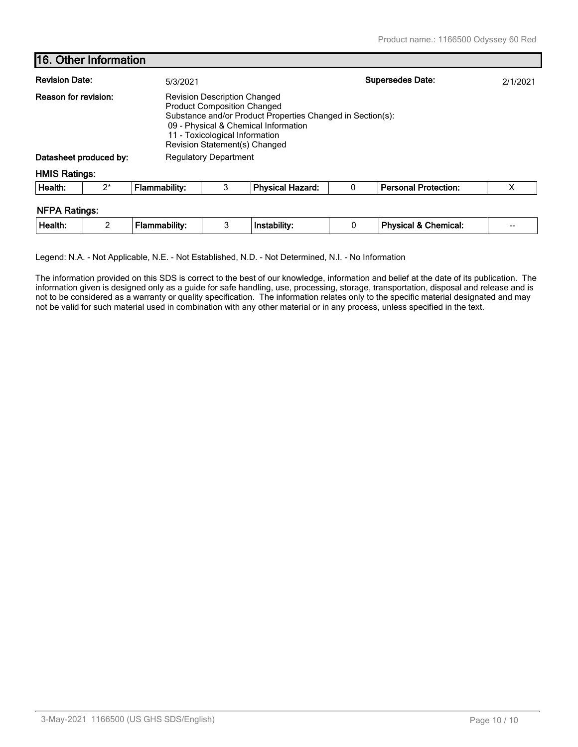## 16. Other Information

**Revision Date:** 5/3/2021 **Supersedes Date:** 2/1/2021

**Reason for revision:** Revision Description Changed
Product Composition Changed
Substance and/or Product Properties Changed in Section(s):
09 - Physical & Chemical Information
11 - Toxicological Information
Revision Statement(s) Changed

**Datasheet produced by:** Regulatory Department

**HMIS Ratings:**

| | | | | | | | |
|---|---|---|---|---|---|---|---|
| **Health:** | 2* | **Flammability:** | 3 | **Physical Hazard:** | 0 | **Personal Protection:** | X |

**NFPA Ratings:**

| | | | | | | | |
|---|---|---|---|---|---|---|---|
| **Health:** | 2 | **Flammability:** | 3 | **Instability:** | 0 | **Physical & Chemical:** | -- |

Legend: N.A. - Not Applicable, N.E. - Not Established, N.D. - Not Determined, N.I. - No Information

The information provided on this SDS is correct to the best of our knowledge, information and belief at the date of its publication. The information given is designed only as a guide for safe handling, use, processing, storage, transportation, disposal and release and is not to be considered as a warranty or quality specification. The information relates only to the specific material designated and may not be valid for such material used in combination with any other material or in any process, unless specified in the text.